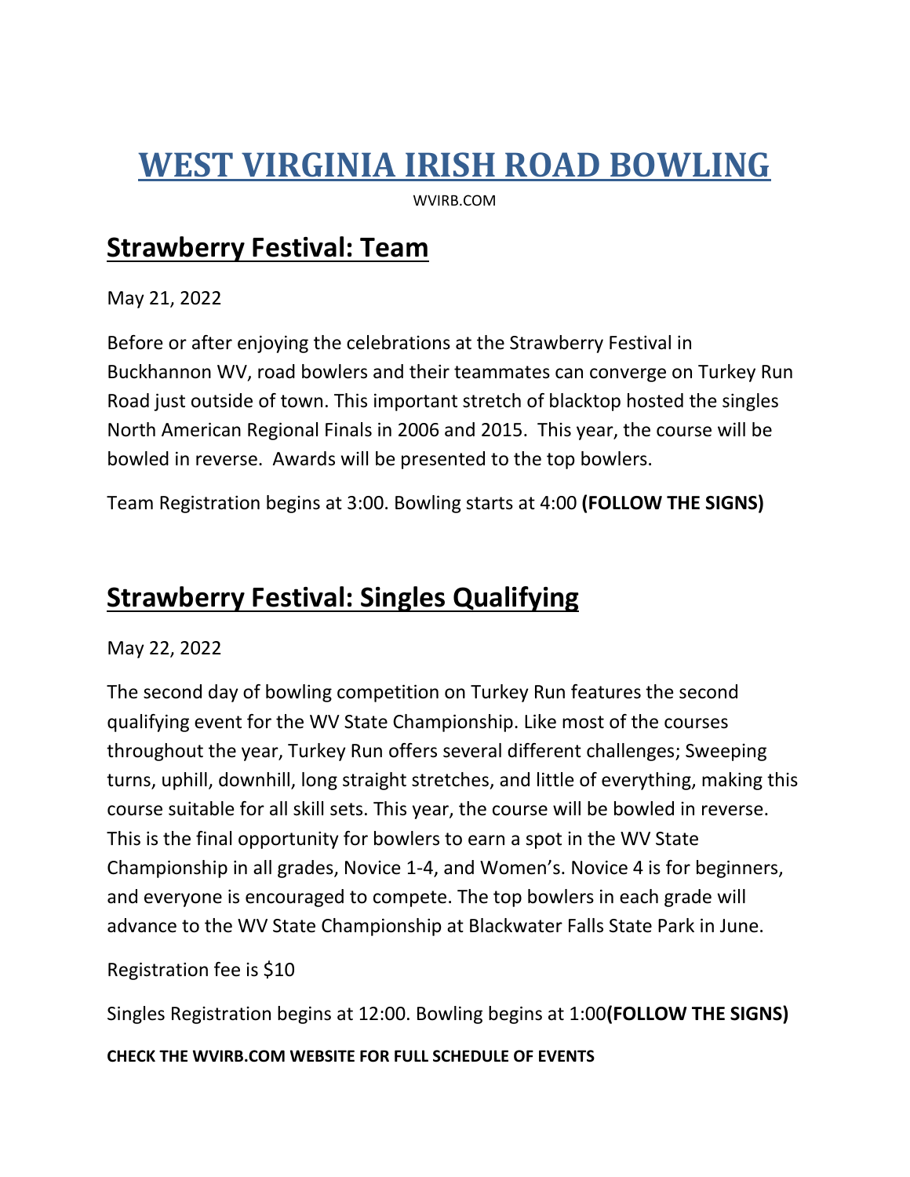# WEST VIRGINIA IRISH ROAD BOWLING

WVIRB.COM

## Strawberry Festival: Team

May 21, 2022

Before or after enjoying the celebrations at the Strawberry Festival in Buckhannon WV, road bowlers and their teammates can converge on Turkey Run Road just outside of town. This important stretch of blacktop hosted the singles North American Regional Finals in 2006 and 2015. This year, the course will be bowled in reverse. Awards will be presented to the top bowlers.

Team Registration begins at 3:00. Bowling starts at 4:00 **(FOLLOW THE SIGNS)**

## Strawberry Festival: Singles Qualifying

May 22, 2022

The second day of bowling competition on Turkey Run features the second qualifying event for the WV State Championship. Like most of the courses throughout the year, Turkey Run offers several different challenges; Sweeping turns, uphill, downhill, long straight stretches, and little of everything, making this course suitable for all skill sets. This year, the course will be bowled in reverse. This is the final opportunity for bowlers to earn a spot in the WV State Championship in all grades, Novice 1-4, and Women's. Novice 4 is for beginners, and everyone is encouraged to compete. The top bowlers in each grade will advance to the WV State Championship at Blackwater Falls State Park in June.

Registration fee is $10

Singles Registration begins at 12:00. Bowling begins at 1:00**(FOLLOW THE SIGNS)**

**CHECK THE WVIRB.COM WEBSITE FOR FULL SCHEDULE OF EVENTS**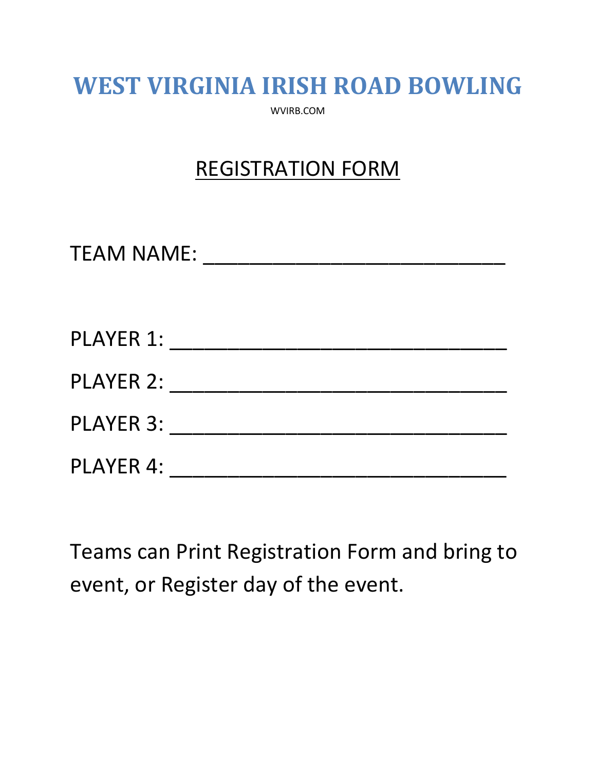# WEST VIRGINIA IRISH ROAD BOWLING

WVIRB.COM

## REGISTRATION FORM

TEAM NAME: ___________________________

PLAYER 1: ______________________________

PLAYER 2: ______________________________

PLAYER 3: ______________________________

PLAYER 4: ______________________________

Teams can Print Registration Form and bring to event, or Register day of the event.